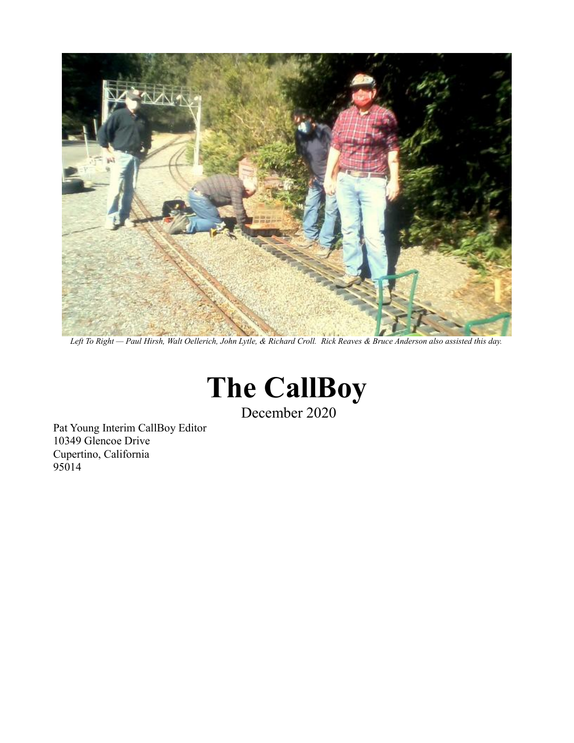*Left To Right — Paul Hirsh, Walt Oellerich, John Lytle, & Richard Croll.  Rick Reaves & Bruce Anderson also assisted this day.*

# The CallBoy

December 2020

Pat Young Interim CallBoy Editor
10349 Glencoe Drive
Cupertino, California
95014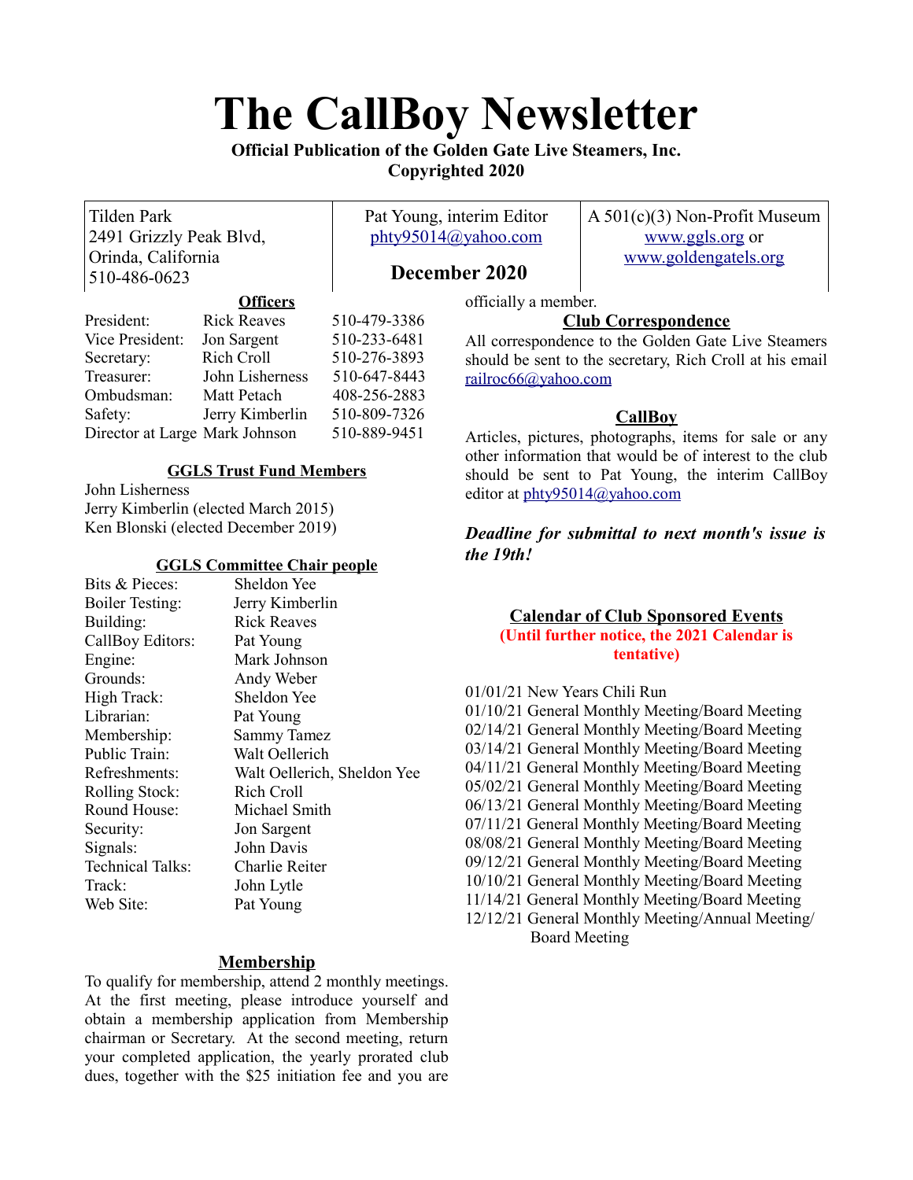# The CallBoy Newsletter

**Official Publication of the Golden Gate Live Steamers, Inc.**
**Copyrighted 2020**

| Tilden Park<br>2491 Grizzly Peak Blvd,<br>Orinda, California<br>510-486-0623 | Pat Young, interim Editor<br>phty95014@yahoo.com<br><br>**December 2020** | A 501(c)(3) Non-Profit Museum<br>www.ggls.org or<br>www.goldengatels.org |
|---|---|---|

## Officers

| | | |
|---|---|---|
| President: | Rick Reaves | 510-479-3386 |
| Vice President: | Jon Sargent | 510-233-6481 |
| Secretary: | Rich Croll | 510-276-3893 |
| Treasurer: | John Lisherness | 510-647-8443 |
| Ombudsman: | Matt Petach | 408-256-2883 |
| Safety: | Jerry Kimberlin | 510-809-7326 |
| Director at Large | Mark Johnson | 510-889-9451 |

## GGLS Trust Fund Members

John Lisherness
Jerry Kimberlin (elected March 2015)
Ken Blonski (elected December 2019)

## GGLS Committee Chair people

| | |
|---|---|
| Bits & Pieces: | Sheldon Yee |
| Boiler Testing: | Jerry Kimberlin |
| Building: | Rick Reaves |
| CallBoy Editors: | Pat Young |
| Engine: | Mark Johnson |
| Grounds: | Andy Weber |
| High Track: | Sheldon Yee |
| Librarian: | Pat Young |
| Membership: | Sammy Tamez |
| Public Train: | Walt Oellerich |
| Refreshments: | Walt Oellerich, Sheldon Yee |
| Rolling Stock: | Rich Croll |
| Round House: | Michael Smith |
| Security: | Jon Sargent |
| Signals: | John Davis |
| Technical Talks: | Charlie Reiter |
| Track: | John Lytle |
| Web Site: | Pat Young |

## Membership

To qualify for membership, attend 2 monthly meetings. At the first meeting, please introduce yourself and obtain a membership application from Membership chairman or Secretary. At the second meeting, return your completed application, the yearly prorated club dues, together with the $25 initiation fee and you are officially a member.

## Club Correspondence

All correspondence to the Golden Gate Live Steamers should be sent to the secretary, Rich Croll at his email railroc66@yahoo.com

## CallBoy

Articles, pictures, photographs, items for sale or any other information that would be of interest to the club should be sent to Pat Young, the interim CallBoy editor at phty95014@yahoo.com

***Deadline for submittal to next month's issue is the 19th!***

## Calendar of Club Sponsored Events

**(Until further notice, the 2021 Calendar is tentative)**

01/01/21 New Years Chili Run
01/10/21 General Monthly Meeting/Board Meeting
02/14/21 General Monthly Meeting/Board Meeting
03/14/21 General Monthly Meeting/Board Meeting
04/11/21 General Monthly Meeting/Board Meeting
05/02/21 General Monthly Meeting/Board Meeting
06/13/21 General Monthly Meeting/Board Meeting
07/11/21 General Monthly Meeting/Board Meeting
08/08/21 General Monthly Meeting/Board Meeting
09/12/21 General Monthly Meeting/Board Meeting
10/10/21 General Monthly Meeting/Board Meeting
11/14/21 General Monthly Meeting/Board Meeting
12/12/21 General Monthly Meeting/Annual Meeting/Board Meeting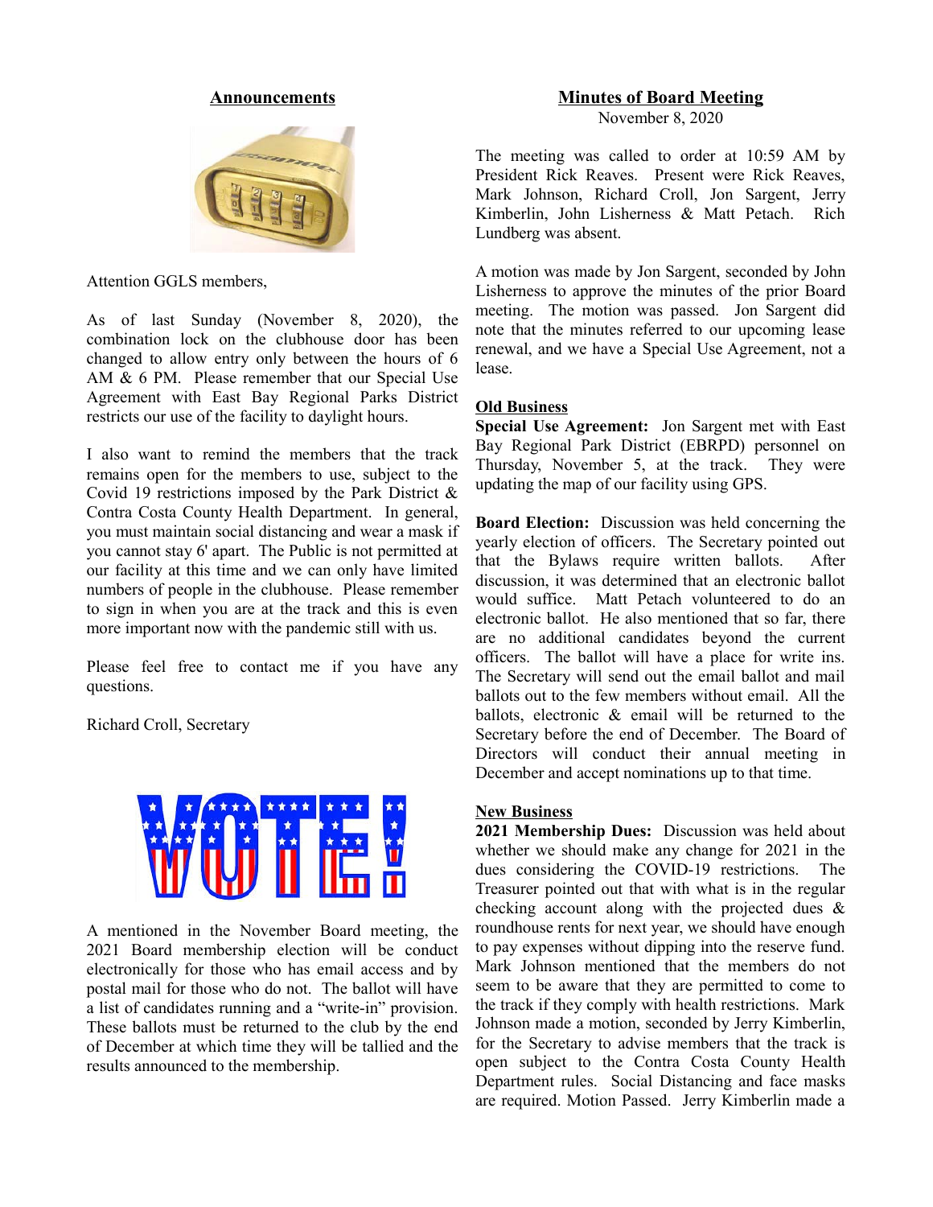## Announcements

Attention GGLS members,

As of last Sunday (November 8, 2020), the combination lock on the clubhouse door has been changed to allow entry only between the hours of 6 AM & 6 PM. Please remember that our Special Use Agreement with East Bay Regional Parks District restricts our use of the facility to daylight hours.

I also want to remind the members that the track remains open for the members to use, subject to the Covid 19 restrictions imposed by the Park District & Contra Costa County Health Department. In general, you must maintain social distancing and wear a mask if you cannot stay 6' apart. The Public is not permitted at our facility at this time and we can only have limited numbers of people in the clubhouse. Please remember to sign in when you are at the track and this is even more important now with the pandemic still with us.

Please feel free to contact me if you have any questions.

Richard Croll, Secretary

A mentioned in the November Board meeting, the 2021 Board membership election will be conduct electronically for those who has email access and by postal mail for those who do not. The ballot will have a list of candidates running and a "write-in" provision. These ballots must be returned to the club by the end of December at which time they will be tallied and the results announced to the membership.

## Minutes of Board Meeting

November 8, 2020

The meeting was called to order at 10:59 AM by President Rick Reaves. Present were Rick Reaves, Mark Johnson, Richard Croll, Jon Sargent, Jerry Kimberlin, John Lisherness & Matt Petach. Rich Lundberg was absent.

A motion was made by Jon Sargent, seconded by John Lisherness to approve the minutes of the prior Board meeting. The motion was passed. Jon Sargent did note that the minutes referred to our upcoming lease renewal, and we have a Special Use Agreement, not a lease.

### Old Business

**Special Use Agreement:** Jon Sargent met with East Bay Regional Park District (EBRPD) personnel on Thursday, November 5, at the track. They were updating the map of our facility using GPS.

**Board Election:** Discussion was held concerning the yearly election of officers. The Secretary pointed out that the Bylaws require written ballots. After discussion, it was determined that an electronic ballot would suffice. Matt Petach volunteered to do an electronic ballot. He also mentioned that so far, there are no additional candidates beyond the current officers. The ballot will have a place for write ins. The Secretary will send out the email ballot and mail ballots out to the few members without email. All the ballots, electronic & email will be returned to the Secretary before the end of December. The Board of Directors will conduct their annual meeting in December and accept nominations up to that time.

### New Business

**2021 Membership Dues:** Discussion was held about whether we should make any change for 2021 in the dues considering the COVID-19 restrictions. The Treasurer pointed out that with what is in the regular checking account along with the projected dues & roundhouse rents for next year, we should have enough to pay expenses without dipping into the reserve fund. Mark Johnson mentioned that the members do not seem to be aware that they are permitted to come to the track if they comply with health restrictions. Mark Johnson made a motion, seconded by Jerry Kimberlin, for the Secretary to advise members that the track is open subject to the Contra Costa County Health Department rules. Social Distancing and face masks are required. Motion Passed. Jerry Kimberlin made a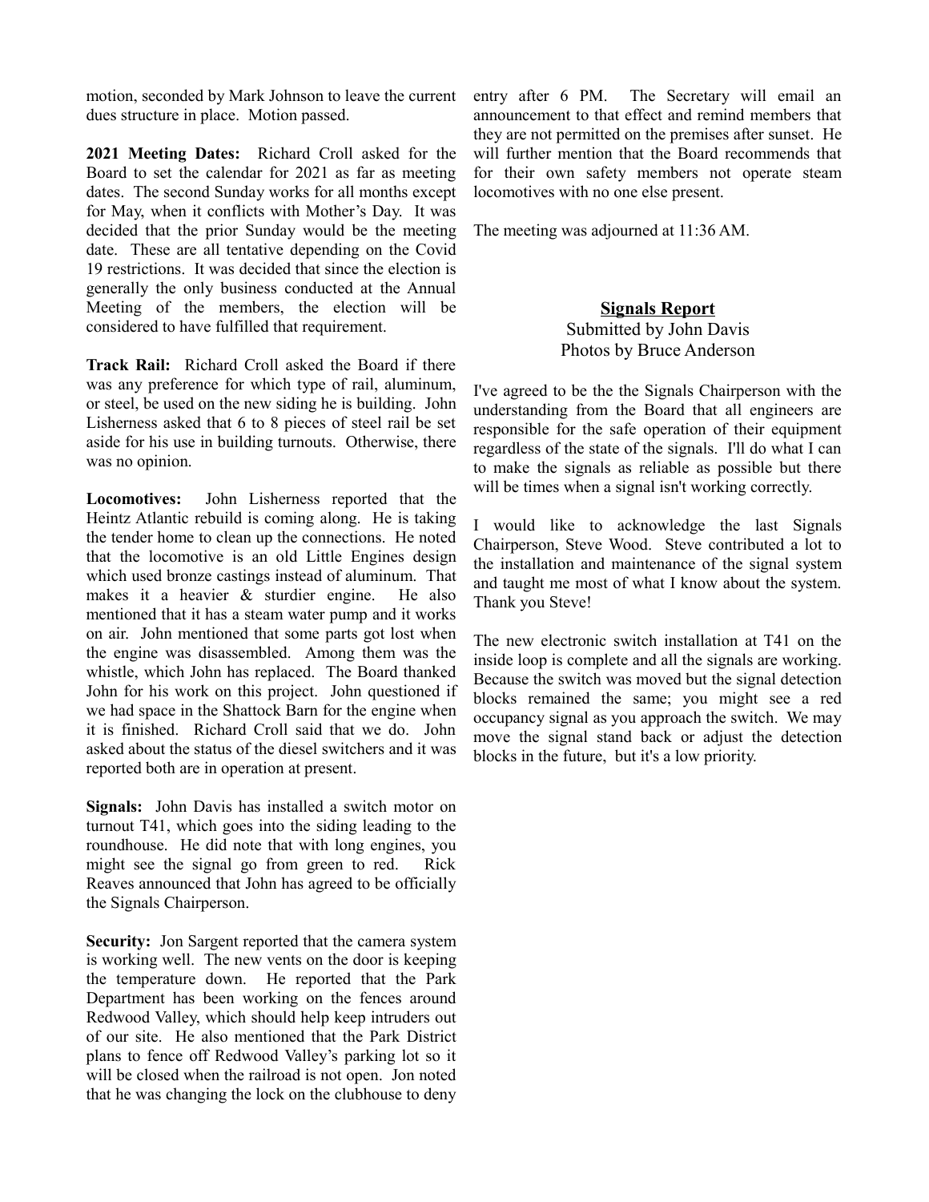motion, seconded by Mark Johnson to leave the current dues structure in place. Motion passed.

**2021 Meeting Dates:** Richard Croll asked for the Board to set the calendar for 2021 as far as meeting dates. The second Sunday works for all months except for May, when it conflicts with Mother's Day. It was decided that the prior Sunday would be the meeting date. These are all tentative depending on the Covid 19 restrictions. It was decided that since the election is generally the only business conducted at the Annual Meeting of the members, the election will be considered to have fulfilled that requirement.

**Track Rail:** Richard Croll asked the Board if there was any preference for which type of rail, aluminum, or steel, be used on the new siding he is building. John Lisherness asked that 6 to 8 pieces of steel rail be set aside for his use in building turnouts. Otherwise, there was no opinion.

**Locomotives:** John Lisherness reported that the Heintz Atlantic rebuild is coming along. He is taking the tender home to clean up the connections. He noted that the locomotive is an old Little Engines design which used bronze castings instead of aluminum. That makes it a heavier & sturdier engine. He also mentioned that it has a steam water pump and it works on air. John mentioned that some parts got lost when the engine was disassembled. Among them was the whistle, which John has replaced. The Board thanked John for his work on this project. John questioned if we had space in the Shattock Barn for the engine when it is finished. Richard Croll said that we do. John asked about the status of the diesel switchers and it was reported both are in operation at present.

**Signals:** John Davis has installed a switch motor on turnout T41, which goes into the siding leading to the roundhouse. He did note that with long engines, you might see the signal go from green to red. Rick Reaves announced that John has agreed to be officially the Signals Chairperson.

**Security:** Jon Sargent reported that the camera system is working well. The new vents on the door is keeping the temperature down. He reported that the Park Department has been working on the fences around Redwood Valley, which should help keep intruders out of our site. He also mentioned that the Park District plans to fence off Redwood Valley's parking lot so it will be closed when the railroad is not open. Jon noted that he was changing the lock on the clubhouse to deny entry after 6 PM. The Secretary will email an announcement to that effect and remind members that they are not permitted on the premises after sunset. He will further mention that the Board recommends that for their own safety members not operate steam locomotives with no one else present.

The meeting was adjourned at 11:36 AM.

## Signals Report

Submitted by John Davis
Photos by Bruce Anderson

I've agreed to be the the Signals Chairperson with the understanding from the Board that all engineers are responsible for the safe operation of their equipment regardless of the state of the signals. I'll do what I can to make the signals as reliable as possible but there will be times when a signal isn't working correctly.

I would like to acknowledge the last Signals Chairperson, Steve Wood. Steve contributed a lot to the installation and maintenance of the signal system and taught me most of what I know about the system. Thank you Steve!

The new electronic switch installation at T41 on the inside loop is complete and all the signals are working. Because the switch was moved but the signal detection blocks remained the same; you might see a red occupancy signal as you approach the switch. We may move the signal stand back or adjust the detection blocks in the future, but it's a low priority.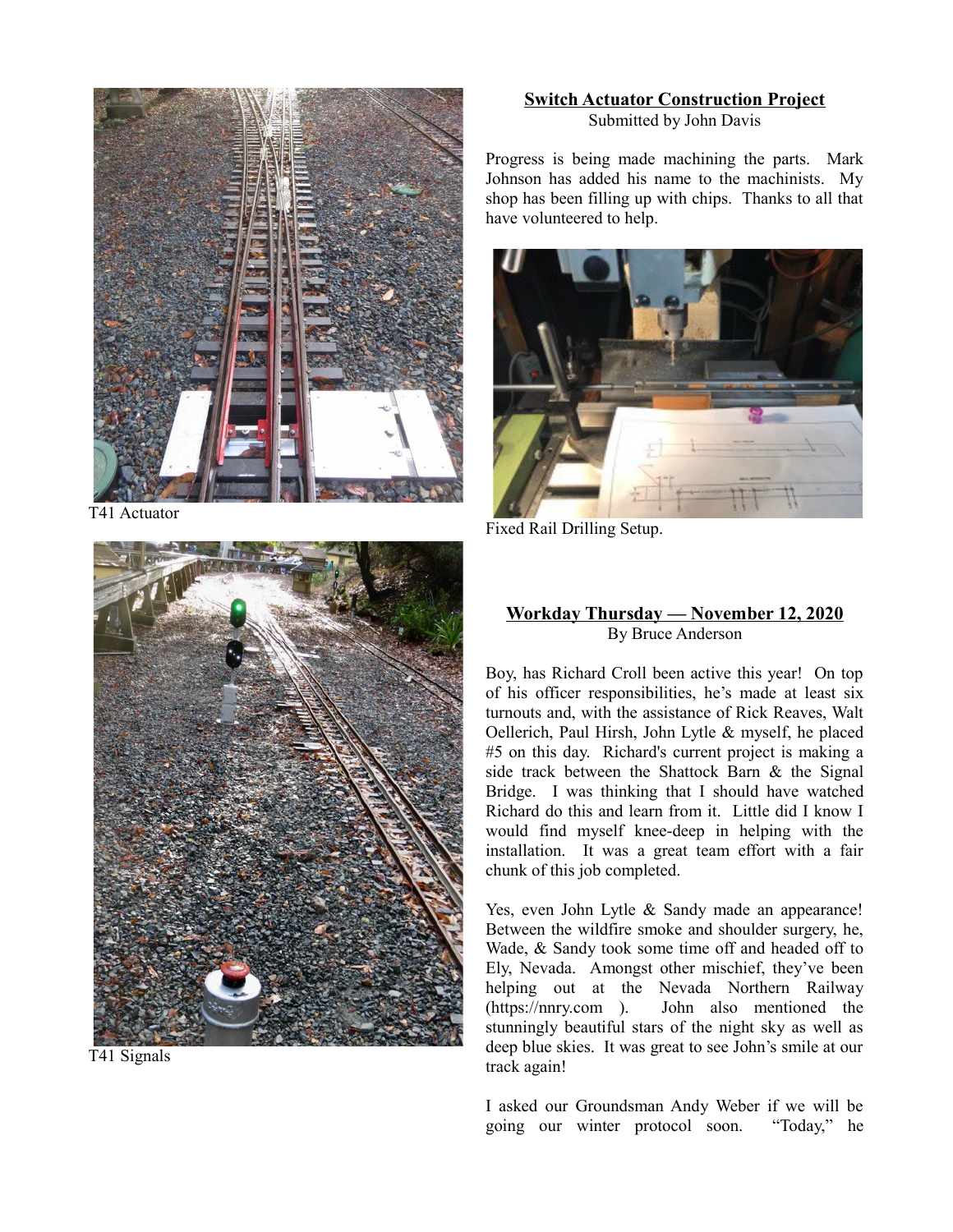T41 Actuator

T41 Signals

## Switch Actuator Construction Project

Submitted by John Davis

Progress is being made machining the parts. Mark Johnson has added his name to the machinists. My shop has been filling up with chips. Thanks to all that have volunteered to help.

Fixed Rail Drilling Setup.

## Workday Thursday — November 12, 2020

By Bruce Anderson

Boy, has Richard Croll been active this year! On top of his officer responsibilities, he's made at least six turnouts and, with the assistance of Rick Reaves, Walt Oellerich, Paul Hirsh, John Lytle & myself, he placed #5 on this day. Richard's current project is making a side track between the Shattock Barn & the Signal Bridge. I was thinking that I should have watched Richard do this and learn from it. Little did I know I would find myself knee-deep in helping with the installation. It was a great team effort with a fair chunk of this job completed.

Yes, even John Lytle & Sandy made an appearance! Between the wildfire smoke and shoulder surgery, he, Wade, & Sandy took some time off and headed off to Ely, Nevada. Amongst other mischief, they've been helping out at the Nevada Northern Railway (https://nnry.com ). John also mentioned the stunningly beautiful stars of the night sky as well as deep blue skies. It was great to see John's smile at our track again!

I asked our Groundsman Andy Weber if we will be going our winter protocol soon. "Today," he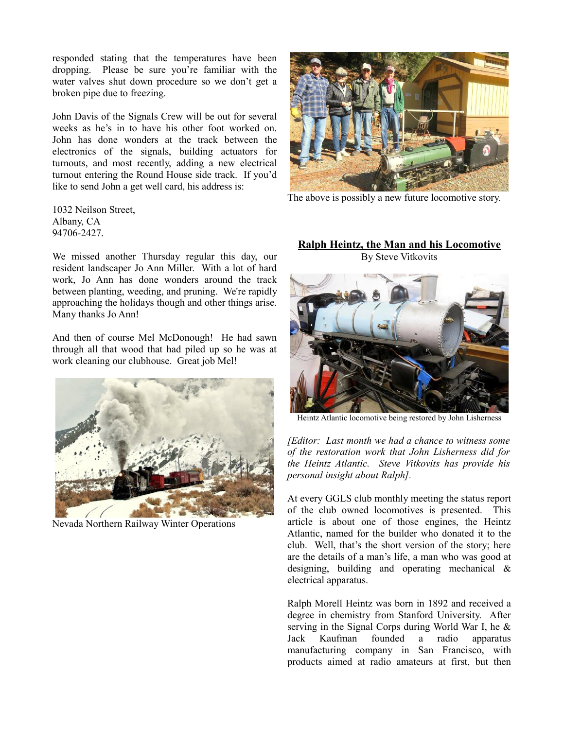responded stating that the temperatures have been dropping. Please be sure you're familiar with the water valves shut down procedure so we don't get a broken pipe due to freezing.

John Davis of the Signals Crew will be out for several weeks as he's in to have his other foot worked on. John has done wonders at the track between the electronics of the signals, building actuators for turnouts, and most recently, adding a new electrical turnout entering the Round House side track. If you'd like to send John a get well card, his address is:

1032 Neilson Street,
Albany, CA
94706-2427.

We missed another Thursday regular this day, our resident landscaper Jo Ann Miller. With a lot of hard work, Jo Ann has done wonders around the track between planting, weeding, and pruning. We're rapidly approaching the holidays though and other things arise. Many thanks Jo Ann!

And then of course Mel McDonough! He had sawn through all that wood that had piled up so he was at work cleaning our clubhouse. Great job Mel!

Nevada Northern Railway Winter Operations

The above is possibly a new future locomotive story.

## Ralph Heintz, the Man and his Locomotive

By Steve Vitkovits

Heintz Atlantic locomotive being restored by John Lisherness

*[Editor: Last month we had a chance to witness some of the restoration work that John Lisherness did for the Heintz Atlantic. Steve Vitkovits has provide his personal insight about Ralph].*

At every GGLS club monthly meeting the status report of the club owned locomotives is presented. This article is about one of those engines, the Heintz Atlantic, named for the builder who donated it to the club. Well, that's the short version of the story; here are the details of a man's life, a man who was good at designing, building and operating mechanical & electrical apparatus.

Ralph Morell Heintz was born in 1892 and received a degree in chemistry from Stanford University. After serving in the Signal Corps during World War I, he & Jack Kaufman founded a radio apparatus manufacturing company in San Francisco, with products aimed at radio amateurs at first, but then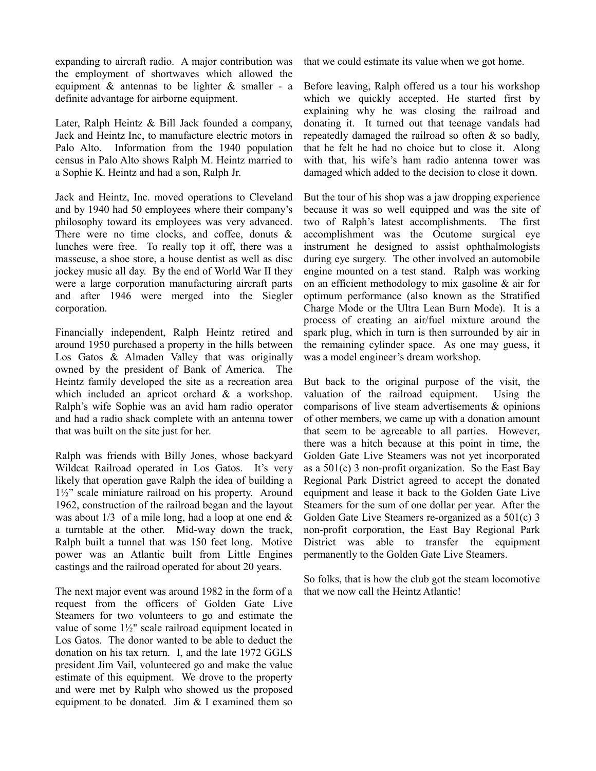expanding to aircraft radio. A major contribution was the employment of shortwaves which allowed the equipment & antennas to be lighter & smaller - a definite advantage for airborne equipment.

Later, Ralph Heintz & Bill Jack founded a company, Jack and Heintz Inc, to manufacture electric motors in Palo Alto. Information from the 1940 population census in Palo Alto shows Ralph M. Heintz married to a Sophie K. Heintz and had a son, Ralph Jr.

Jack and Heintz, Inc. moved operations to Cleveland and by 1940 had 50 employees where their company's philosophy toward its employees was very advanced. There were no time clocks, and coffee, donuts & lunches were free. To really top it off, there was a masseuse, a shoe store, a house dentist as well as disc jockey music all day. By the end of World War II they were a large corporation manufacturing aircraft parts and after 1946 were merged into the Siegler corporation.

Financially independent, Ralph Heintz retired and around 1950 purchased a property in the hills between Los Gatos & Almaden Valley that was originally owned by the president of Bank of America. The Heintz family developed the site as a recreation area which included an apricot orchard & a workshop. Ralph's wife Sophie was an avid ham radio operator and had a radio shack complete with an antenna tower that was built on the site just for her.

Ralph was friends with Billy Jones, whose backyard Wildcat Railroad operated in Los Gatos. It's very likely that operation gave Ralph the idea of building a 1½" scale miniature railroad on his property. Around 1962, construction of the railroad began and the layout was about 1/3 of a mile long, had a loop at one end & a turntable at the other. Mid-way down the track, Ralph built a tunnel that was 150 feet long. Motive power was an Atlantic built from Little Engines castings and the railroad operated for about 20 years.

The next major event was around 1982 in the form of a request from the officers of Golden Gate Live Steamers for two volunteers to go and estimate the value of some 1½" scale railroad equipment located in Los Gatos. The donor wanted to be able to deduct the donation on his tax return. I, and the late 1972 GGLS president Jim Vail, volunteered go and make the value estimate of this equipment. We drove to the property and were met by Ralph who showed us the proposed equipment to be donated. Jim & I examined them so that we could estimate its value when we got home.

Before leaving, Ralph offered us a tour his workshop which we quickly accepted. He started first by explaining why he was closing the railroad and donating it. It turned out that teenage vandals had repeatedly damaged the railroad so often & so badly, that he felt he had no choice but to close it. Along with that, his wife's ham radio antenna tower was damaged which added to the decision to close it down.

But the tour of his shop was a jaw dropping experience because it was so well equipped and was the site of two of Ralph's latest accomplishments. The first accomplishment was the Ocutome surgical eye instrument he designed to assist ophthalmologists during eye surgery. The other involved an automobile engine mounted on a test stand. Ralph was working on an efficient methodology to mix gasoline & air for optimum performance (also known as the Stratified Charge Mode or the Ultra Lean Burn Mode). It is a process of creating an air/fuel mixture around the spark plug, which in turn is then surrounded by air in the remaining cylinder space. As one may guess, it was a model engineer's dream workshop.

But back to the original purpose of the visit, the valuation of the railroad equipment. Using the comparisons of live steam advertisements & opinions of other members, we came up with a donation amount that seem to be agreeable to all parties. However, there was a hitch because at this point in time, the Golden Gate Live Steamers was not yet incorporated as a 501(c) 3 non-profit organization. So the East Bay Regional Park District agreed to accept the donated equipment and lease it back to the Golden Gate Live Steamers for the sum of one dollar per year. After the Golden Gate Live Steamers re-organized as a 501(c) 3 non-profit corporation, the East Bay Regional Park District was able to transfer the equipment permanently to the Golden Gate Live Steamers.

So folks, that is how the club got the steam locomotive that we now call the Heintz Atlantic!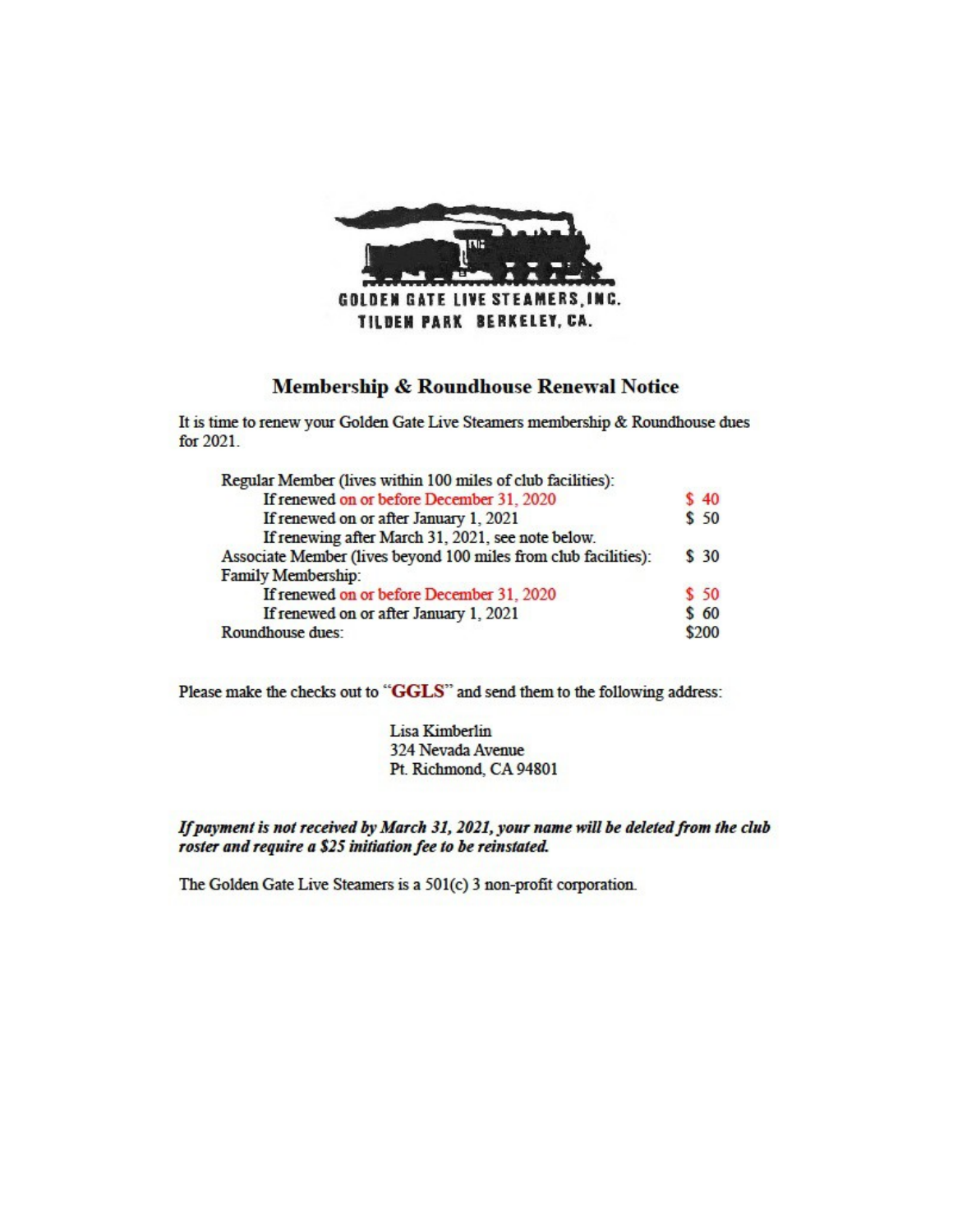GOLDEN GATE LIVE STEAMERS, INC.
TILDEN PARK BERKELEY, CA.

## Membership & Roundhouse Renewal Notice

It is time to renew your Golden Gate Live Steamers membership & Roundhouse dues for 2021.

| | |
|---|---|
| Regular Member (lives within 100 miles of club facilities): | |
| If renewed on or before December 31, 2020 | \$ 40 |
| If renewed on or after January 1, 2021 | \$ 50 |
| If renewing after March 31, 2021, see note below. | |
| Associate Member (lives beyond 100 miles from club facilities): | \$ 30 |
| Family Membership: | |
| If renewed on or before December 31, 2020 | \$ 50 |
| If renewed on or after January 1, 2021 | \$ 60 |
| Roundhouse dues: | \$200 |

Please make the checks out to "**GGLS**" and send them to the following address:

Lisa Kimberlin
324 Nevada Avenue
Pt. Richmond, CA 94801

***If payment is not received by March 31, 2021, your name will be deleted from the club roster and require a \$25 initiation fee to be reinstated.***

The Golden Gate Live Steamers is a 501(c) 3 non-profit corporation.